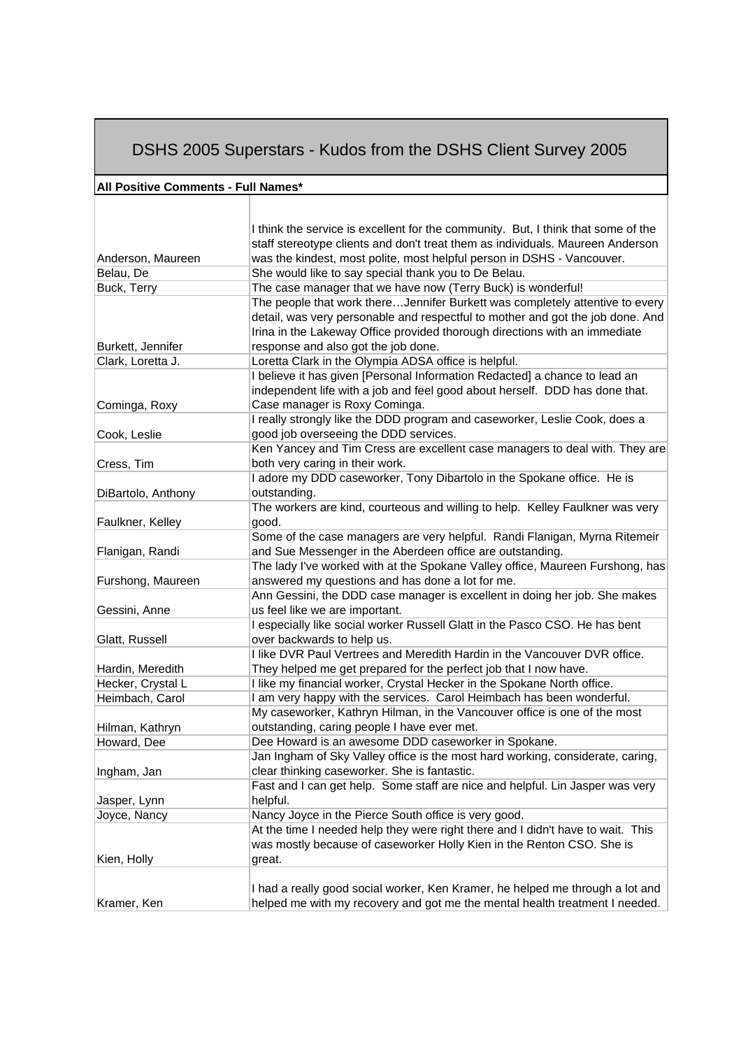# DSHS 2005 Superstars - Kudos from the DSHS Client Survey 2005

**All Positive Comments - Full Names***

| | |
|---|---|
| Anderson, Maureen | I think the service is excellent for the community. But, I think that some of the staff stereotype clients and don't treat them as individuals. Maureen Anderson was the kindest, most polite, most helpful person in DSHS - Vancouver. |
| Belau, De | She would like to say special thank you to De Belau. |
| Buck, Terry | The case manager that we have now (Terry Buck) is wonderful! |
| Burkett, Jennifer | The people that work there…Jennifer Burkett was completely attentive to every detail, was very personable and respectful to mother and got the job done. And Irina in the Lakeway Office provided thorough directions with an immediate response and also got the job done. |
| Clark, Loretta J. | Loretta Clark in the Olympia ADSA office is helpful. |
| Cominga, Roxy | I believe it has given [Personal Information Redacted] a chance to lead an independent life with a job and feel good about herself. DDD has done that. Case manager is Roxy Cominga. |
| Cook, Leslie | I really strongly like the DDD program and caseworker, Leslie Cook, does a good job overseeing the DDD services. |
| Cress, Tim | Ken Yancey and Tim Cress are excellent case managers to deal with. They are both very caring in their work. |
| DiBartolo, Anthony | I adore my DDD caseworker, Tony Dibartolo in the Spokane office. He is outstanding. |
| Faulkner, Kelley | The workers are kind, courteous and willing to help. Kelley Faulkner was very good. |
| Flanigan, Randi | Some of the case managers are very helpful. Randi Flanigan, Myrna Ritemeir and Sue Messenger in the Aberdeen office are outstanding. |
| Furshong, Maureen | The lady I've worked with at the Spokane Valley office, Maureen Furshong, has answered my questions and has done a lot for me. |
| Gessini, Anne | Ann Gessini, the DDD case manager is excellent in doing her job. She makes us feel like we are important. |
| Glatt, Russell | I especially like social worker Russell Glatt in the Pasco CSO. He has bent over backwards to help us. |
| Hardin, Meredith | I like DVR Paul Vertrees and Meredith Hardin in the Vancouver DVR office. They helped me get prepared for the perfect job that I now have. |
| Hecker, Crystal L | I like my financial worker, Crystal Hecker in the Spokane North office. |
| Heimbach, Carol | I am very happy with the services. Carol Heimbach has been wonderful. |
| Hilman, Kathryn | My caseworker, Kathryn Hilman, in the Vancouver office is one of the most outstanding, caring people I have ever met. |
| Howard, Dee | Dee Howard is an awesome DDD caseworker in Spokane. |
| Ingham, Jan | Jan Ingham of Sky Valley office is the most hard working, considerate, caring, clear thinking caseworker. She is fantastic. |
| Jasper, Lynn | Fast and I can get help. Some staff are nice and helpful. Lin Jasper was very helpful. |
| Joyce, Nancy | Nancy Joyce in the Pierce South office is very good. |
| Kien, Holly | At the time I needed help they were right there and I didn't have to wait. This was mostly because of caseworker Holly Kien in the Renton CSO. She is great. |
| Kramer, Ken | I had a really good social worker, Ken Kramer, he helped me through a lot and helped me with my recovery and got me the mental health treatment I needed. |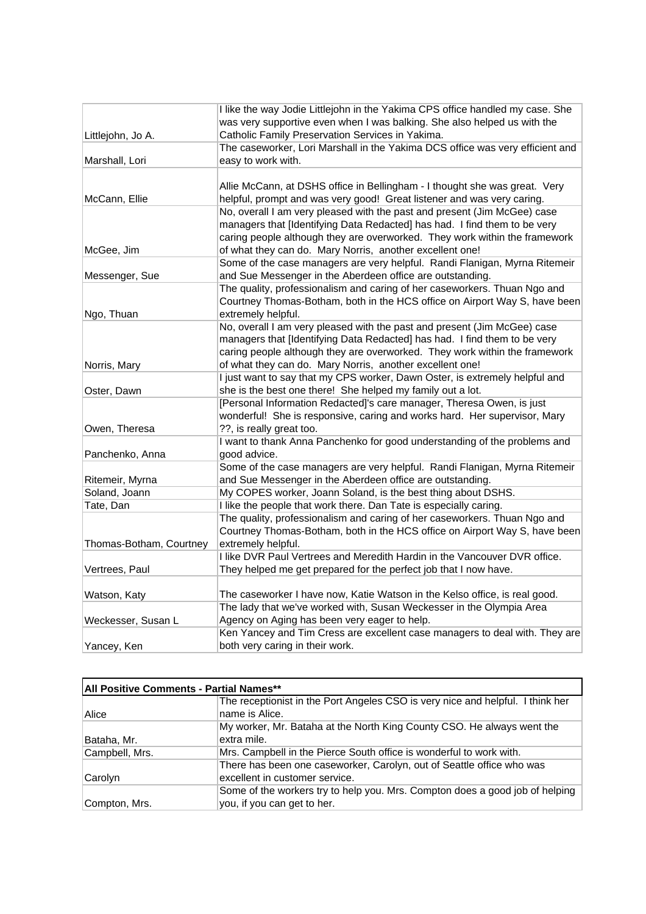| | |
|---|---|
| Littlejohn, Jo A. | I like the way Jodie Littlejohn in the Yakima CPS office handled my case. She was very supportive even when I was balking. She also helped us with the Catholic Family Preservation Services in Yakima. |
| Marshall, Lori | The caseworker, Lori Marshall in the Yakima DCS office was very efficient and easy to work with. |
| McCann, Ellie | Allie McCann, at DSHS office in Bellingham - I thought she was great. Very helpful, prompt and was very good! Great listener and was very caring. |
| McGee, Jim | No, overall I am very pleased with the past and present (Jim McGee) case managers that [Identifying Data Redacted] has had. I find them to be very caring people although they are overworked. They work within the framework of what they can do. Mary Norris, another excellent one! |
| Messenger, Sue | Some of the case managers are very helpful. Randi Flanigan, Myrna Ritemeir and Sue Messenger in the Aberdeen office are outstanding. |
| Ngo, Thuan | The quality, professionalism and caring of her caseworkers. Thuan Ngo and Courtney Thomas-Botham, both in the HCS office on Airport Way S, have been extremely helpful. |
| Norris, Mary | No, overall I am very pleased with the past and present (Jim McGee) case managers that [Identifying Data Redacted] has had. I find them to be very caring people although they are overworked. They work within the framework of what they can do. Mary Norris, another excellent one! |
| Oster, Dawn | I just want to say that my CPS worker, Dawn Oster, is extremely helpful and she is the best one there! She helped my family out a lot. |
| Owen, Theresa | [Personal Information Redacted]'s care manager, Theresa Owen, is just wonderful! She is responsive, caring and works hard. Her supervisor, Mary ??, is really great too. |
| Panchenko, Anna | I want to thank Anna Panchenko for good understanding of the problems and good advice. |
| Ritemeir, Myrna | Some of the case managers are very helpful. Randi Flanigan, Myrna Ritemeir and Sue Messenger in the Aberdeen office are outstanding. |
| Soland, Joann | My COPES worker, Joann Soland, is the best thing about DSHS. |
| Tate, Dan | I like the people that work there. Dan Tate is especially caring. |
| Thomas-Botham, Courtney | The quality, professionalism and caring of her caseworkers. Thuan Ngo and Courtney Thomas-Botham, both in the HCS office on Airport Way S, have been extremely helpful. |
| Vertrees, Paul | I like DVR Paul Vertrees and Meredith Hardin in the Vancouver DVR office. They helped me get prepared for the perfect job that I now have. |
| Watson, Katy | The caseworker I have now, Katie Watson in the Kelso office, is real good. |
| Weckesser, Susan L | The lady that we've worked with, Susan Weckesser in the Olympia Area Agency on Aging has been very eager to help. |
| Yancey, Ken | Ken Yancey and Tim Cress are excellent case managers to deal with. They are both very caring in their work. |

| **All Positive Comments - Partial Names**** | |
|---|---|
| Alice | The receptionist in the Port Angeles CSO is very nice and helpful. I think her name is Alice. |
| Bataha, Mr. | My worker, Mr. Bataha at the North King County CSO. He always went the extra mile. |
| Campbell, Mrs. | Mrs. Campbell in the Pierce South office is wonderful to work with. |
| Carolyn | There has been one caseworker, Carolyn, out of Seattle office who was excellent in customer service. |
| Compton, Mrs. | Some of the workers try to help you. Mrs. Compton does a good job of helping you, if you can get to her. |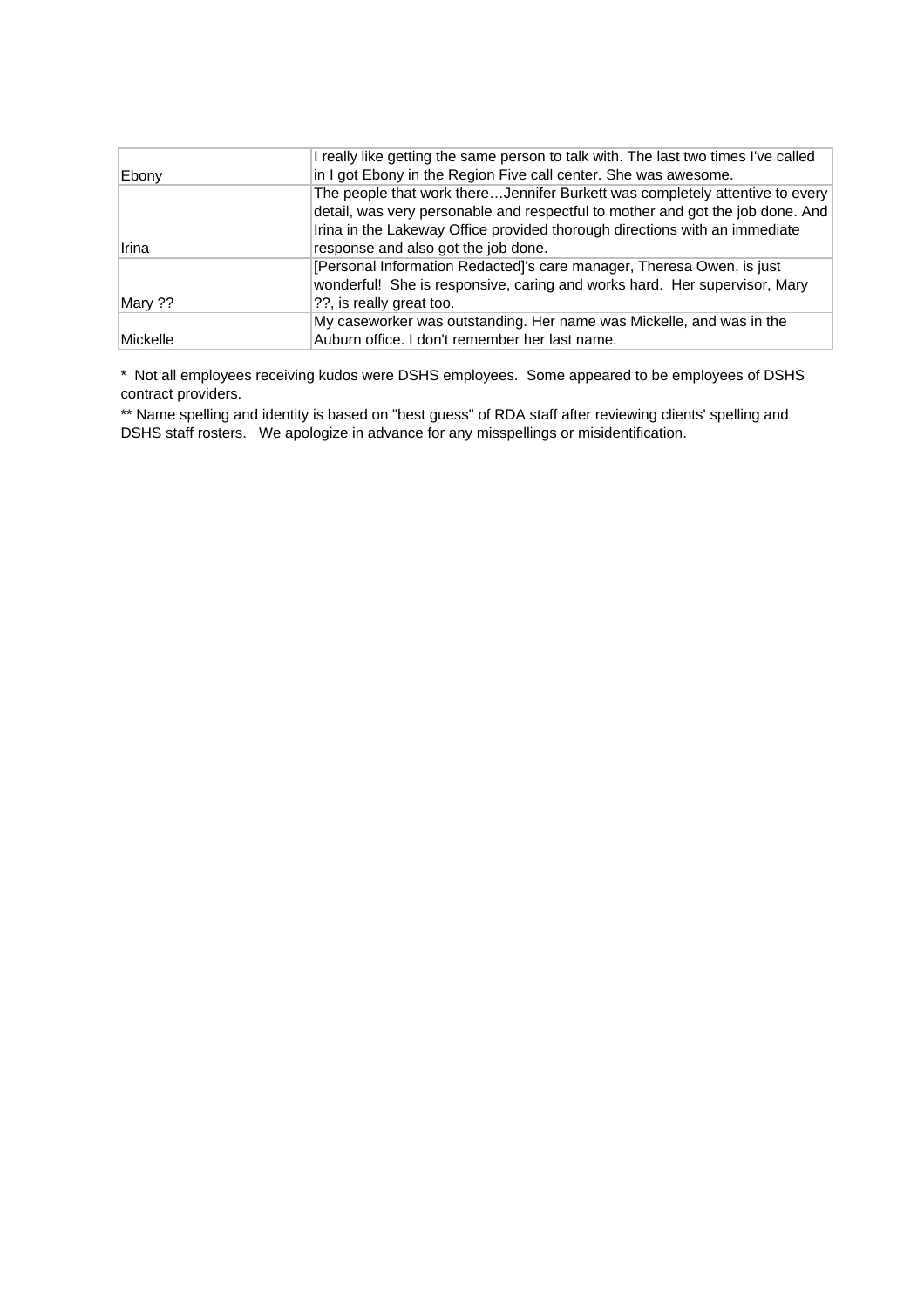| | |
|---|---|
| Ebony | I really like getting the same person to talk with. The last two times I've called in I got Ebony in the Region Five call center. She was awesome. |
| Irina | The people that work there…Jennifer Burkett was completely attentive to every detail, was very personable and respectful to mother and got the job done. And Irina in the Lakeway Office provided thorough directions with an immediate response and also got the job done. |
| Mary ?? | [Personal Information Redacted]'s care manager, Theresa Owen, is just wonderful! She is responsive, caring and works hard. Her supervisor, Mary ??, is really great too. |
| Mickelle | My caseworker was outstanding. Her name was Mickelle, and was in the Auburn office. I don't remember her last name. |

* Not all employees receiving kudos were DSHS employees. Some appeared to be employees of DSHS contract providers.

** Name spelling and identity is based on "best guess" of RDA staff after reviewing clients' spelling and DSHS staff rosters. We apologize in advance for any misspellings or misidentification.